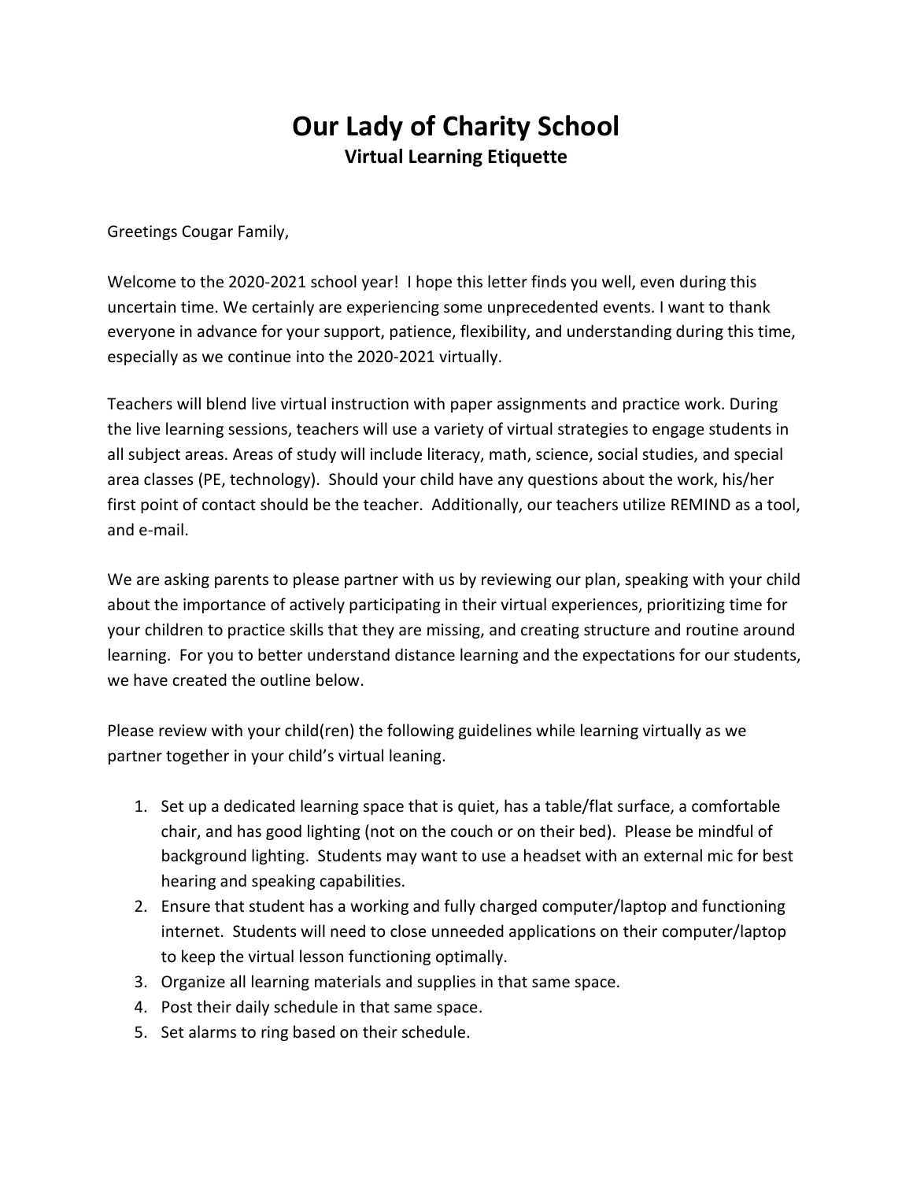# Our Lady of Charity School

## Virtual Learning Etiquette

Greetings Cougar Family,

Welcome to the 2020-2021 school year! I hope this letter finds you well, even during this uncertain time. We certainly are experiencing some unprecedented events. I want to thank everyone in advance for your support, patience, flexibility, and understanding during this time, especially as we continue into the 2020-2021 virtually.

Teachers will blend live virtual instruction with paper assignments and practice work. During the live learning sessions, teachers will use a variety of virtual strategies to engage students in all subject areas. Areas of study will include literacy, math, science, social studies, and special area classes (PE, technology). Should your child have any questions about the work, his/her first point of contact should be the teacher. Additionally, our teachers utilize REMIND as a tool, and e-mail.

We are asking parents to please partner with us by reviewing our plan, speaking with your child about the importance of actively participating in their virtual experiences, prioritizing time for your children to practice skills that they are missing, and creating structure and routine around learning. For you to better understand distance learning and the expectations for our students, we have created the outline below.

Please review with your child(ren) the following guidelines while learning virtually as we partner together in your child's virtual leaning.

1. Set up a dedicated learning space that is quiet, has a table/flat surface, a comfortable chair, and has good lighting (not on the couch or on their bed). Please be mindful of background lighting. Students may want to use a headset with an external mic for best hearing and speaking capabilities.
2. Ensure that student has a working and fully charged computer/laptop and functioning internet. Students will need to close unneeded applications on their computer/laptop to keep the virtual lesson functioning optimally.
3. Organize all learning materials and supplies in that same space.
4. Post their daily schedule in that same space.
5. Set alarms to ring based on their schedule.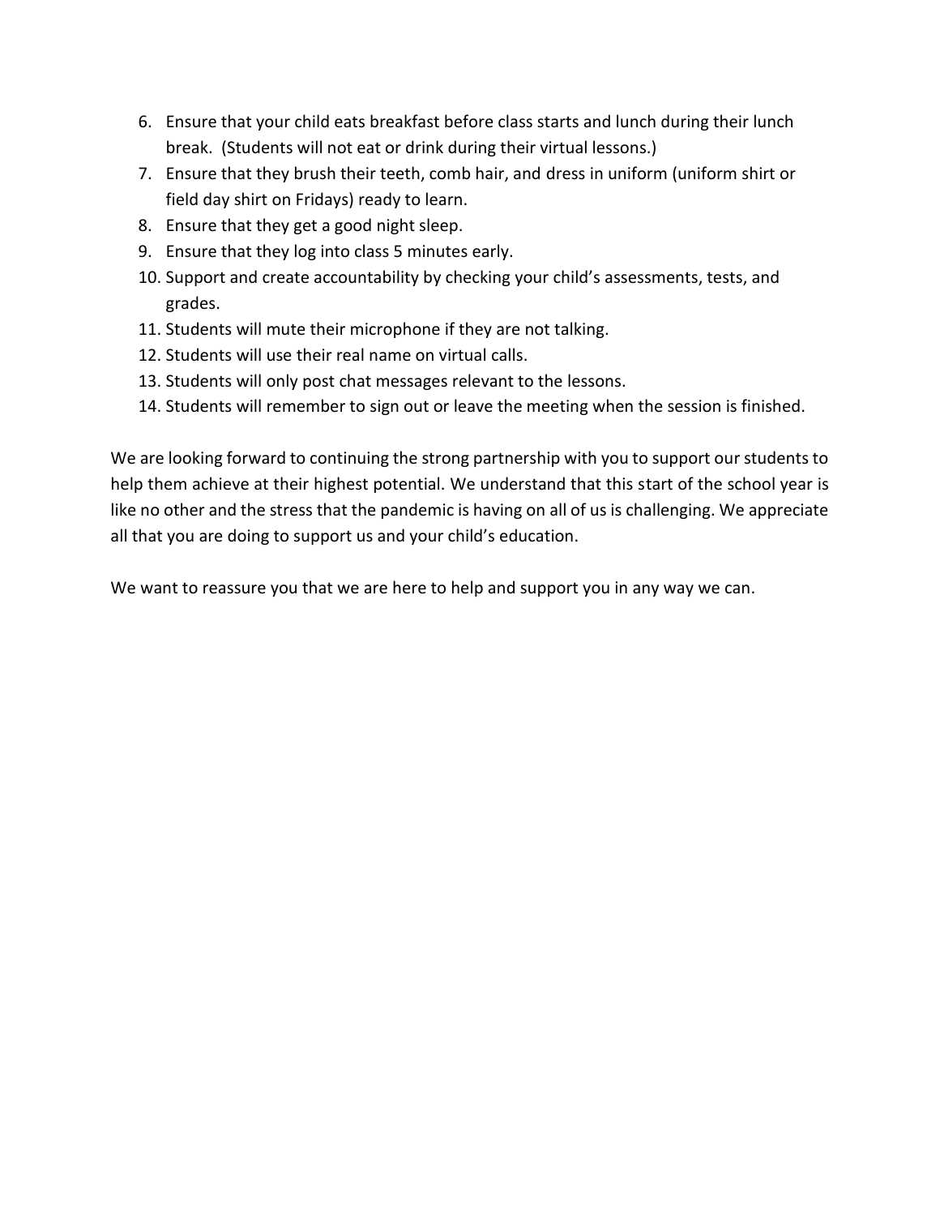6. Ensure that your child eats breakfast before class starts and lunch during their lunch break. (Students will not eat or drink during their virtual lessons.)
7. Ensure that they brush their teeth, comb hair, and dress in uniform (uniform shirt or field day shirt on Fridays) ready to learn.
8. Ensure that they get a good night sleep.
9. Ensure that they log into class 5 minutes early.
10. Support and create accountability by checking your child's assessments, tests, and grades.
11. Students will mute their microphone if they are not talking.
12. Students will use their real name on virtual calls.
13. Students will only post chat messages relevant to the lessons.
14. Students will remember to sign out or leave the meeting when the session is finished.

We are looking forward to continuing the strong partnership with you to support our students to help them achieve at their highest potential. We understand that this start of the school year is like no other and the stress that the pandemic is having on all of us is challenging. We appreciate all that you are doing to support us and your child's education.

We want to reassure you that we are here to help and support you in any way we can.